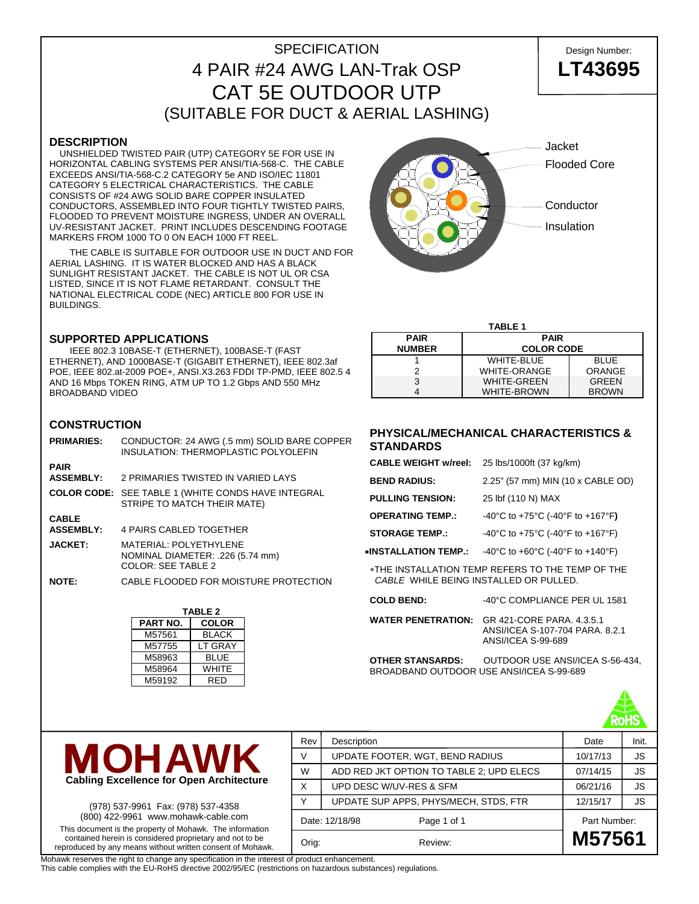# SPECIFICATION
# 4 PAIR #24 AWG LAN-Trak OSP
# CAT 5E OUTDOOR UTP
## (SUITABLE FOR DUCT & AERIAL LASHING)

Design Number: **LT43695**

## DESCRIPTION

UNSHIELDED TWISTED PAIR (UTP) CATEGORY 5E FOR USE IN HORIZONTAL CABLING SYSTEMS PER ANSI/TIA-568-C. THE CABLE EXCEEDS ANSI/TIA-568-C.2 CATEGORY 5e AND ISO/IEC 11801 CATEGORY 5 ELECTRICAL CHARACTERISTICS. THE CABLE CONSISTS OF #24 AWG SOLID BARE COPPER INSULATED CONDUCTORS, ASSEMBLED INTO FOUR TIGHTLY TWISTED PAIRS, FLOODED TO PREVENT MOISTURE INGRESS, UNDER AN OVERALL UV-RESISTANT JACKET. PRINT INCLUDES DESCENDING FOOTAGE MARKERS FROM 1000 TO 0 ON EACH 1000 FT REEL.

THE CABLE IS SUITABLE FOR OUTDOOR USE IN DUCT AND FOR AERIAL LASHING. IT IS WATER BLOCKED AND HAS A BLACK SUNLIGHT RESISTANT JACKET. THE CABLE IS NOT UL OR CSA LISTED, SINCE IT IS NOT FLAME RETARDANT. CONSULT THE NATIONAL ELECTRICAL CODE (NEC) ARTICLE 800 FOR USE IN BUILDINGS.

Jacket
Flooded Core
Conductor
Insulation

## SUPPORTED APPLICATIONS

IEEE 802.3 10BASE-T (ETHERNET), 100BASE-T (FAST ETHERNET), AND 1000BASE-T (GIGABIT ETHERNET), IEEE 802.3af POE, IEEE 802.at-2009 POE+, ANSI.X3.263 FDDI TP-PMD, IEEE 802.5 4 AND 16 Mbps TOKEN RING, ATM UP TO 1.2 Gbps AND 550 MHz BROADBAND VIDEO

**TABLE 1**

| PAIR NUMBER | PAIR COLOR CODE | |
|---|---|---|
| 1 | WHITE-BLUE | BLUE |
| 2 | WHITE-ORANGE | ORANGE |
| 3 | WHITE-GREEN | GREEN |
| 4 | WHITE-BROWN | BROWN |

## CONSTRUCTION

**PRIMARIES:** CONDUCTOR: 24 AWG (.5 mm) SOLID BARE COPPER
INSULATION: THERMOPLASTIC POLYOLEFIN

**PAIR ASSEMBLY:** 2 PRIMARIES TWISTED IN VARIED LAYS

**COLOR CODE:** SEE TABLE 1 (WHITE CONDS HAVE INTEGRAL STRIPE TO MATCH THEIR MATE)

**CABLE ASSEMBLY:** 4 PAIRS CABLED TOGETHER

**JACKET:** MATERIAL: POLYETHYLENE
NOMINAL DIAMETER: .226 (5.74 mm)
COLOR: SEE TABLE 2

**NOTE:** CABLE FLOODED FOR MOISTURE PROTECTION

**TABLE 2**

| PART NO. | COLOR |
|---|---|
| M57561 | BLACK |
| M57755 | LT GRAY |
| M58963 | BLUE |
| M58964 | WHITE |
| M59192 | RED |

## PHYSICAL/MECHANICAL CHARACTERISTICS & STANDARDS

**CABLE WEIGHT w/reel:** 25 lbs/1000ft (37 kg/km)

**BEND RADIUS:** 2.25" (57 mm) MIN (10 x CABLE OD)

**PULLING TENSION:** 25 lbf (110 N) MAX

**OPERATING TEMP.:** -40°C to +75°C (-40°F to +167°F)

**STORAGE TEMP.:** -40°C to +75°C (-40°F to +167°F)

**\*INSTALLATION TEMP.:** -40°C to +60°C (-40°F to +140°F)

\*THE INSTALLATION TEMP REFERS TO THE TEMP OF THE *CABLE* WHILE BEING INSTALLED OR PULLED.

**COLD BEND:** -40°C COMPLIANCE PER UL 1581

**WATER PENETRATION:** GR 421-CORE PARA. 4.3.5.1
ANSI/ICEA S-107-704 PARA. 8.2.1
ANSI/ICEA S-99-689

**OTHER STANSARDS:** OUTDOOR USE ANSI/ICEA S-56-434, BROADBAND OUTDOOR USE ANSI/ICEA S-99-689

RoHS

**MOHAWK**
**Cabling Excellence for Open Architecture**

(978) 537-9961 Fax: (978) 537-4358
(800) 422-9961 www.mohawk-cable.com

This document is the property of Mohawk. The information contained herein is considered proprietary and not to be reproduced by any means without written consent of Mohawk.

| Rev | Description | Date | Init. |
|---|---|---|---|
| V | UPDATE FOOTER, WGT, BEND RADIUS | 10/17/13 | JS |
| W | ADD RED JKT OPTION TO TABLE 2; UPD ELECS | 07/14/15 | JS |
| X | UPD DESC W/UV-RES & SFM | 06/21/16 | JS |
| Y | UPDATE SUP APPS, PHYS/MECH, STDS, FTR | 12/15/17 | JS |

Date: 12/18/98 | Orig: | Review: | Part Number: **M57561**

Mohawk reserves the right to change any specification in the interest of product enhancement.
This cable complies with the EU-RoHS directive 2002/95/EC (restrictions on hazardous substances) regulations.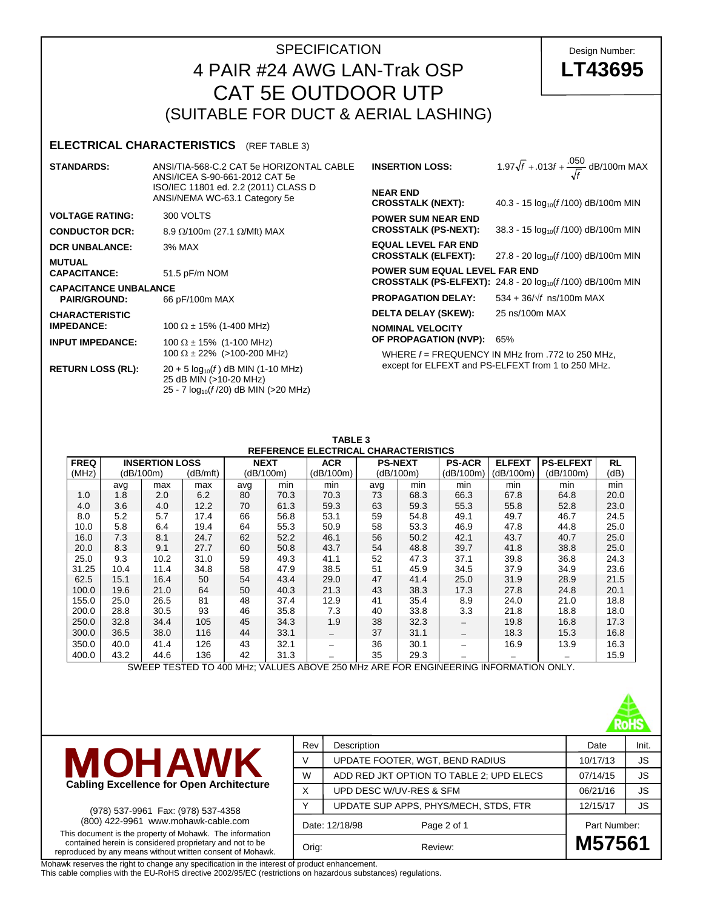# SPECIFICATION
# 4 PAIR #24 AWG LAN-Trak OSP CAT 5E OUTDOOR UTP
## (SUITABLE FOR DUCT & AERIAL LASHING)

Design Number: **LT43695**

## ELECTRICAL CHARACTERISTICS (REF TABLE 3)

**STANDARDS:** ANSI/TIA-568-C.2 CAT 5e HORIZONTAL CABLE
ANSI/ICEA S-90-661-2012 CAT 5e
ISO/IEC 11801 ed. 2.2 (2011) CLASS D
ANSI/NEMA WC-63.1 Category 5e

**VOLTAGE RATING:** 300 VOLTS

**CONDUCTOR DCR:** 8.9 Ω/100m (27.1 Ω/Mft) MAX

**DCR UNBALANCE:** 3% MAX

**MUTUAL CAPACITANCE:** 51.5 pF/m NOM

**CAPACITANCE UNBALANCE PAIR/GROUND:** 66 pF/100m MAX

**CHARACTERISTIC IMPEDANCE:** 100 Ω ± 15% (1-400 MHz)

**INPUT IMPEDANCE:** 100 Ω ± 15% (1-100 MHz)
100 Ω ± 22% (>100-200 MHz)

**RETURN LOSS (RL):** $20 + 5 \log_{10}(f)$ dB MIN (1-10 MHz)
25 dB MIN (>10-20 MHz)
$25 - 7 \log_{10}(f/20)$ dB MIN (>20 MHz)

**INSERTION LOSS:** $1.97\sqrt{f} + .013f + \frac{.050}{\sqrt{f}}$ dB/100m MAX

**NEAR END CROSSTALK (NEXT):** $40.3 - 15 \log_{10}(f/100)$ dB/100m MIN

**POWER SUM NEAR END CROSSTALK (PS-NEXT):** $38.3 - 15 \log_{10}(f/100)$ dB/100m MIN

**EQUAL LEVEL FAR END CROSSTALK (ELFEXT):** $27.8 - 20 \log_{10}(f/100)$ dB/100m MIN

**POWER SUM EQUAL LEVEL FAR END CROSSTALK (PS-ELFEXT):** $24.8 - 20 \log_{10}(f/100)$ dB/100m MIN

**PROPAGATION DELAY:** $534 + 36/\sqrt{f}$ ns/100m MAX

**DELTA DELAY (SKEW):** 25 ns/100m MAX

**NOMINAL VELOCITY OF PROPAGATION (NVP):** 65%

WHERE $f$ = FREQUENCY IN MHz from .772 to 250 MHz, except for ELFEXT and PS-ELFEXT from 1 to 250 MHz.

**TABLE 3**
**REFERENCE ELECTRICAL CHARACTERISTICS**

| FREQ (MHz) | INSERTION LOSS (dB/100m) | | (dB/mft) | NEXT (dB/100m) | | ACR (dB/100m) | PS-NEXT (dB/100m) | | PS-ACR (dB/100m) | ELFEXT (dB/100m) | PS-ELFEXT (dB/100m) | RL (dB) |
|---|---|---|---|---|---|---|---|---|---|---|---|---|
| | avg | max | max | avg | min | min | avg | min | min | min | min | min |
| 1.0 | 1.8 | 2.0 | 6.2 | 80 | 70.3 | 70.3 | 73 | 68.3 | 66.3 | 67.8 | 64.8 | 20.0 |
| 4.0 | 3.6 | 4.0 | 12.2 | 70 | 61.3 | 59.3 | 63 | 59.3 | 55.3 | 55.8 | 52.8 | 23.0 |
| 8.0 | 5.2 | 5.7 | 17.4 | 66 | 56.8 | 53.1 | 59 | 54.8 | 49.1 | 49.7 | 46.7 | 24.5 |
| 10.0 | 5.8 | 6.4 | 19.4 | 64 | 55.3 | 50.9 | 58 | 53.3 | 46.9 | 47.8 | 44.8 | 25.0 |
| 16.0 | 7.3 | 8.1 | 24.7 | 62 | 52.2 | 46.1 | 56 | 50.2 | 42.1 | 43.7 | 40.7 | 25.0 |
| 20.0 | 8.3 | 9.1 | 27.7 | 60 | 50.8 | 43.7 | 54 | 48.8 | 39.7 | 41.8 | 38.8 | 25.0 |
| 25.0 | 9.3 | 10.2 | 31.0 | 59 | 49.3 | 41.1 | 52 | 47.3 | 37.1 | 39.8 | 36.8 | 24.3 |
| 31.25 | 10.4 | 11.4 | 34.8 | 58 | 47.9 | 38.5 | 51 | 45.9 | 34.5 | 37.9 | 34.9 | 23.6 |
| 62.5 | 15.1 | 16.4 | 50 | 54 | 43.4 | 29.0 | 47 | 41.4 | 25.0 | 31.9 | 28.9 | 21.5 |
| 100.0 | 19.6 | 21.0 | 64 | 50 | 40.3 | 21.3 | 43 | 38.3 | 17.3 | 27.8 | 24.8 | 20.1 |
| 155.0 | 25.0 | 26.5 | 81 | 48 | 37.4 | 12.9 | 41 | 35.4 | 8.9 | 24.0 | 21.0 | 18.8 |
| 200.0 | 28.8 | 30.5 | 93 | 46 | 35.8 | 7.3 | 40 | 33.8 | 3.3 | 21.8 | 18.8 | 18.0 |
| 250.0 | 32.8 | 34.4 | 105 | 45 | 34.3 | 1.9 | 38 | 32.3 | – | 19.8 | 16.8 | 17.3 |
| 300.0 | 36.5 | 38.0 | 116 | 44 | 33.1 | – | 37 | 31.1 | – | 18.3 | 15.3 | 16.8 |
| 350.0 | 40.0 | 41.4 | 126 | 43 | 32.1 | – | 36 | 30.1 | – | 16.9 | 13.9 | 16.3 |
| 400.0 | 43.2 | 44.6 | 136 | 42 | 31.3 | – | 35 | 29.3 | – | – | – | 15.9 |

SWEEP TESTED TO 400 MHz; VALUES ABOVE 250 MHz ARE FOR ENGINEERING INFORMATION ONLY.

**MOHAWK**
**Cabling Excellence for Open Architecture**

(978) 537-9961 Fax: (978) 537-4358
(800) 422-9961 www.mohawk-cable.com

This document is the property of Mohawk. The information contained herein is considered proprietary and not to be reproduced by any means without written consent of Mohawk.

| Rev | Description | Date | Init. |
|---|---|---|---|
| V | UPDATE FOOTER, WGT, BEND RADIUS | 10/17/13 | JS |
| W | ADD RED JKT OPTION TO TABLE 2; UPD ELECS | 07/14/15 | JS |
| X | UPD DESC W/UV-RES & SFM | 06/21/16 | JS |
| Y | UPDATE SUP APPS, PHYS/MECH, STDS, FTR | 12/15/17 | JS |

Date: 12/18/98
Orig:
Review:
Part Number: **M57561**

Mohawk reserves the right to change any specification in the interest of product enhancement.
This cable complies with the EU-RoHS directive 2002/95/EC (restrictions on hazardous substances) regulations.